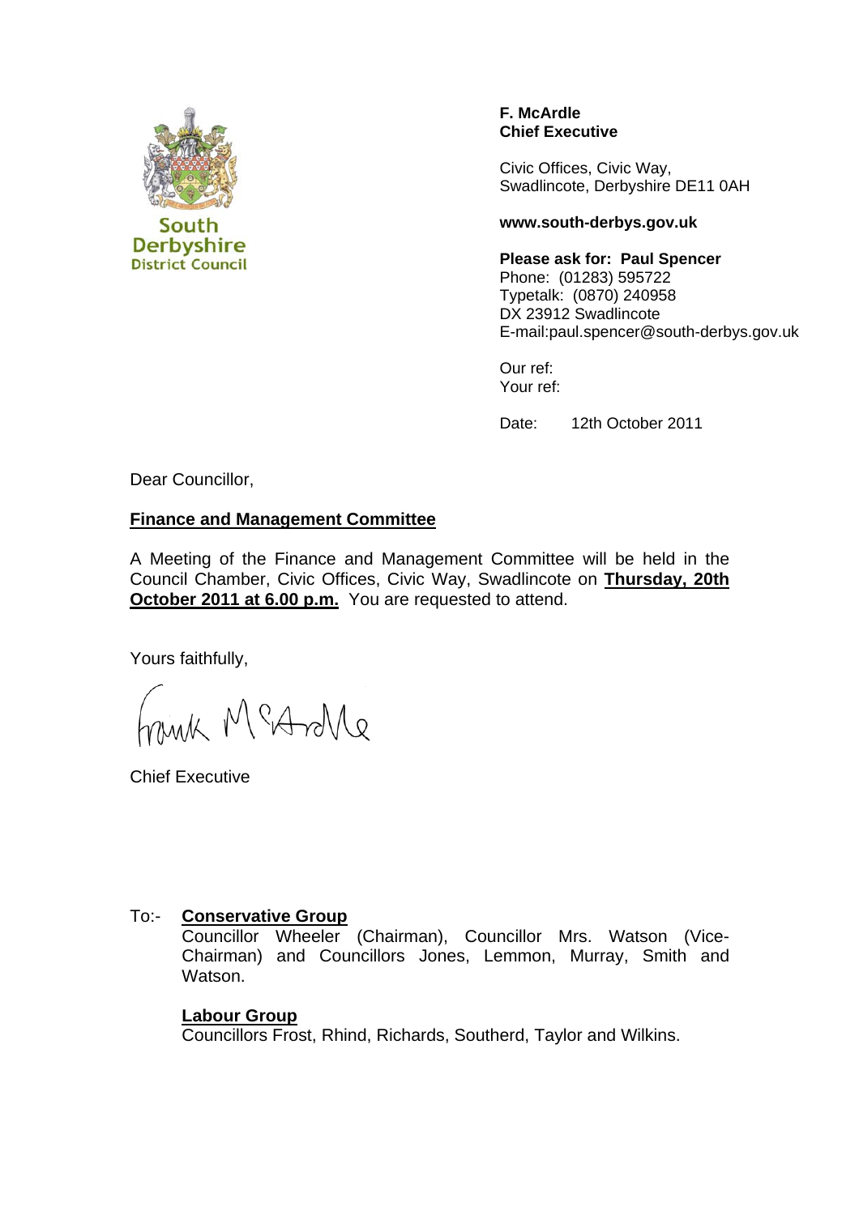South Derbyshire District Council

**F. McArdle**
**Chief Executive**

Civic Offices, Civic Way,
Swadlincote, Derbyshire DE11 0AH

**www.south-derbys.gov.uk**

**Please ask for: Paul Spencer**
Phone: (01283) 595722
Typetalk: (0870) 240958
DX 23912 Swadlincote
E-mail:paul.spencer@south-derbys.gov.uk

Our ref:
Your ref:

Date: 12th October 2011

Dear Councillor,

**Finance and Management Committee**

A Meeting of the Finance and Management Committee will be held in the Council Chamber, Civic Offices, Civic Way, Swadlincote on **Thursday, 20th October 2011 at 6.00 p.m.** You are requested to attend.

Yours faithfully,

Frank McArdle

Chief Executive

To:- **Conservative Group**
Councillor Wheeler (Chairman), Councillor Mrs. Watson (Vice-Chairman) and Councillors Jones, Lemmon, Murray, Smith and Watson.

**Labour Group**
Councillors Frost, Rhind, Richards, Southerd, Taylor and Wilkins.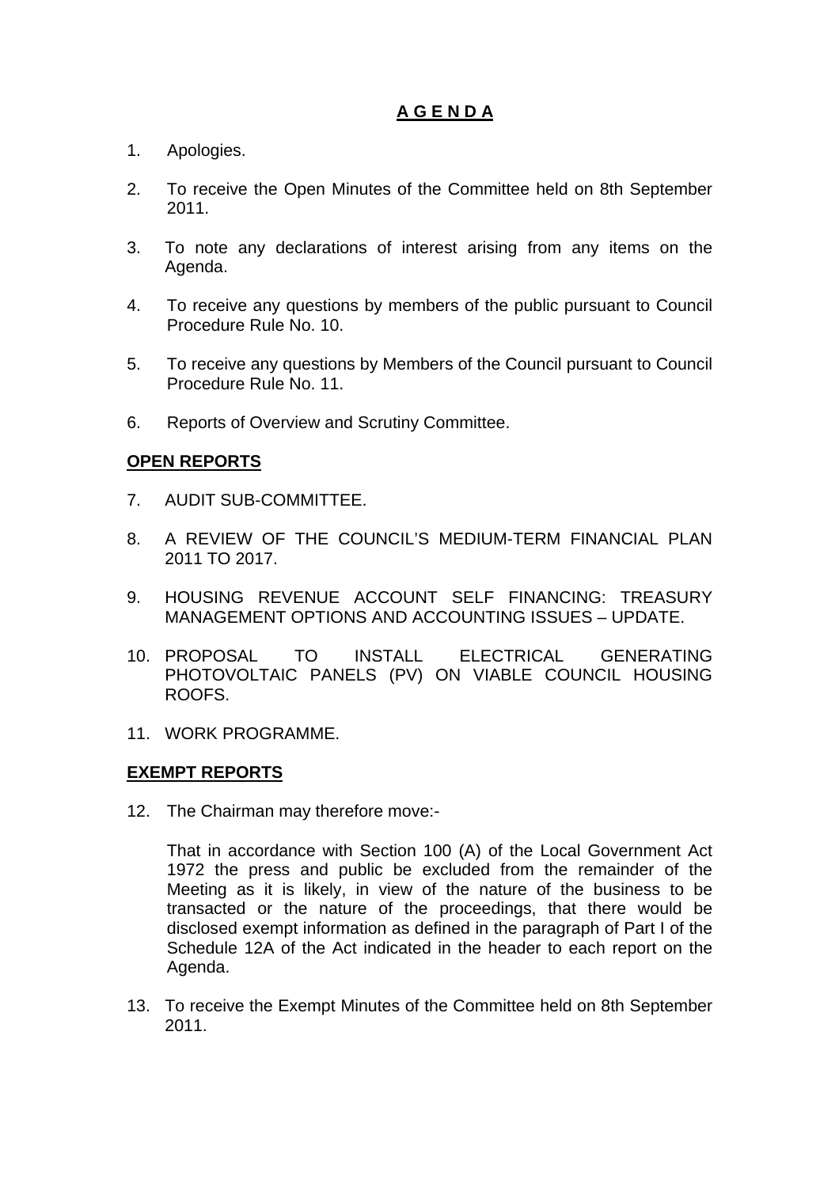# A G E N D A

1. Apologies.

2. To receive the Open Minutes of the Committee held on 8th September 2011.

3. To note any declarations of interest arising from any items on the Agenda.

4. To receive any questions by members of the public pursuant to Council Procedure Rule No. 10.

5. To receive any questions by Members of the Council pursuant to Council Procedure Rule No. 11.

6. Reports of Overview and Scrutiny Committee.

**OPEN REPORTS**

7. AUDIT SUB-COMMITTEE.

8. A REVIEW OF THE COUNCIL'S MEDIUM-TERM FINANCIAL PLAN 2011 TO 2017.

9. HOUSING REVENUE ACCOUNT SELF FINANCING: TREASURY MANAGEMENT OPTIONS AND ACCOUNTING ISSUES – UPDATE.

10. PROPOSAL TO INSTALL ELECTRICAL GENERATING PHOTOVOLTAIC PANELS (PV) ON VIABLE COUNCIL HOUSING ROOFS.

11. WORK PROGRAMME.

**EXEMPT REPORTS**

12. The Chairman may therefore move:-

    That in accordance with Section 100 (A) of the Local Government Act 1972 the press and public be excluded from the remainder of the Meeting as it is likely, in view of the nature of the business to be transacted or the nature of the proceedings, that there would be disclosed exempt information as defined in the paragraph of Part I of the Schedule 12A of the Act indicated in the header to each report on the Agenda.

13. To receive the Exempt Minutes of the Committee held on 8th September 2011.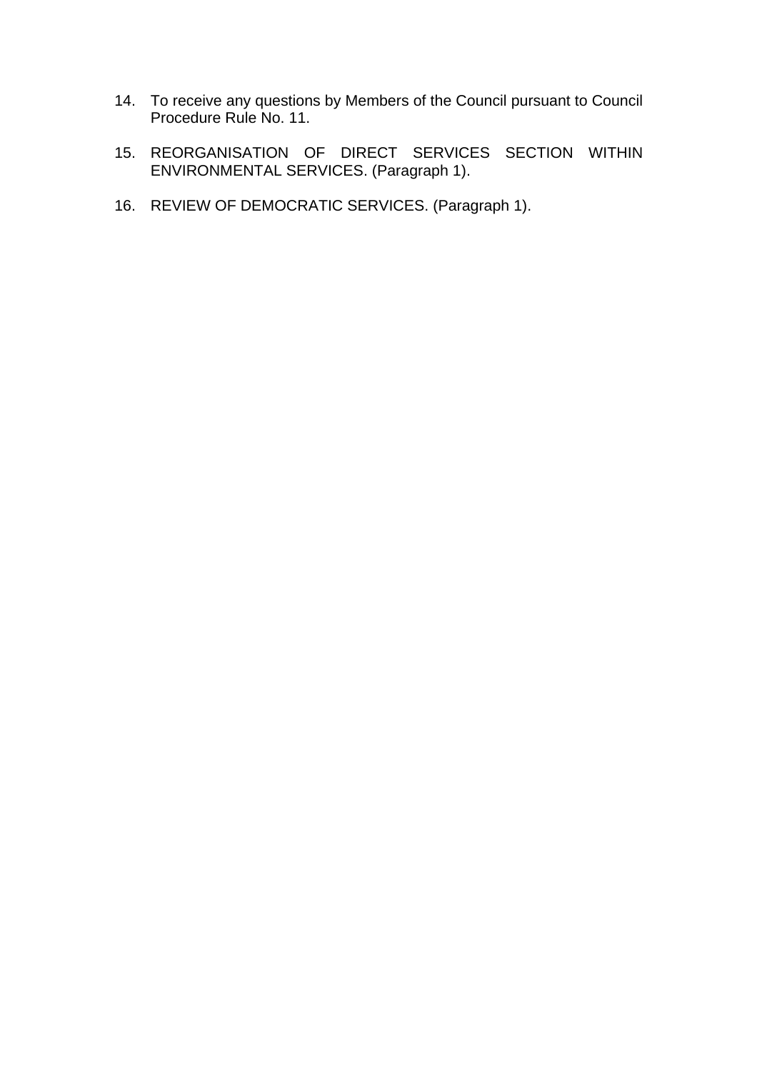14. To receive any questions by Members of the Council pursuant to Council Procedure Rule No. 11.

15. REORGANISATION OF DIRECT SERVICES SECTION WITHIN ENVIRONMENTAL SERVICES. (Paragraph 1).

16. REVIEW OF DEMOCRATIC SERVICES. (Paragraph 1).